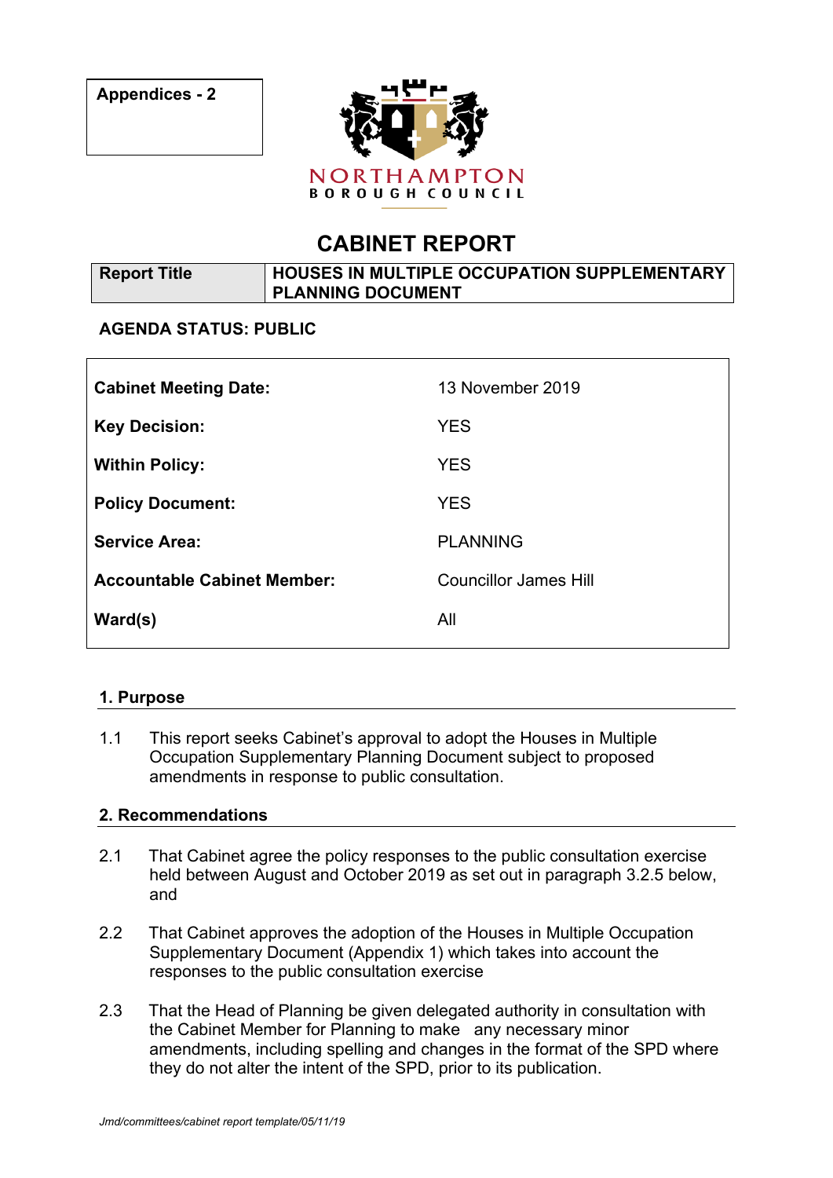**Appendices - 2**

NORTHAMPTON
BOROUGH COUNCIL

# CABINET REPORT

| Report Title | HOUSES IN MULTIPLE OCCUPATION SUPPLEMENTARY PLANNING DOCUMENT |
|---|---|

**AGENDA STATUS: PUBLIC**

| | |
|---|---|
| **Cabinet Meeting Date:** | 13 November 2019 |
| **Key Decision:** | YES |
| **Within Policy:** | YES |
| **Policy Document:** | YES |
| **Service Area:** | PLANNING |
| **Accountable Cabinet Member:** | Councillor James Hill |
| **Ward(s)** | All |

## 1. Purpose

1.1 This report seeks Cabinet's approval to adopt the Houses in Multiple Occupation Supplementary Planning Document subject to proposed amendments in response to public consultation.

## 2. Recommendations

2.1 That Cabinet agree the policy responses to the public consultation exercise held between August and October 2019 as set out in paragraph 3.2.5 below, and

2.2 That Cabinet approves the adoption of the Houses in Multiple Occupation Supplementary Document (Appendix 1) which takes into account the responses to the public consultation exercise

2.3 That the Head of Planning be given delegated authority in consultation with the Cabinet Member for Planning to make any necessary minor amendments, including spelling and changes in the format of the SPD where they do not alter the intent of the SPD, prior to its publication.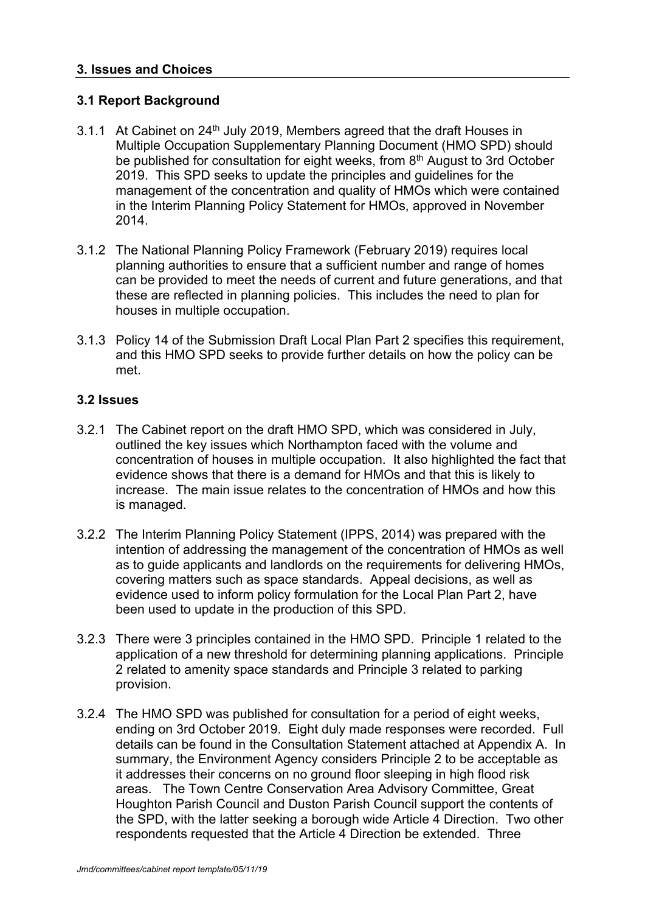## 3. Issues and Choices

### 3.1 Report Background

3.1.1 At Cabinet on 24th July 2019, Members agreed that the draft Houses in Multiple Occupation Supplementary Planning Document (HMO SPD) should be published for consultation for eight weeks, from 8th August to 3rd October 2019. This SPD seeks to update the principles and guidelines for the management of the concentration and quality of HMOs which were contained in the Interim Planning Policy Statement for HMOs, approved in November 2014.

3.1.2 The National Planning Policy Framework (February 2019) requires local planning authorities to ensure that a sufficient number and range of homes can be provided to meet the needs of current and future generations, and that these are reflected in planning policies. This includes the need to plan for houses in multiple occupation.

3.1.3 Policy 14 of the Submission Draft Local Plan Part 2 specifies this requirement, and this HMO SPD seeks to provide further details on how the policy can be met.

### 3.2 Issues

3.2.1 The Cabinet report on the draft HMO SPD, which was considered in July, outlined the key issues which Northampton faced with the volume and concentration of houses in multiple occupation. It also highlighted the fact that evidence shows that there is a demand for HMOs and that this is likely to increase. The main issue relates to the concentration of HMOs and how this is managed.

3.2.2 The Interim Planning Policy Statement (IPPS, 2014) was prepared with the intention of addressing the management of the concentration of HMOs as well as to guide applicants and landlords on the requirements for delivering HMOs, covering matters such as space standards. Appeal decisions, as well as evidence used to inform policy formulation for the Local Plan Part 2, have been used to update in the production of this SPD.

3.2.3 There were 3 principles contained in the HMO SPD. Principle 1 related to the application of a new threshold for determining planning applications. Principle 2 related to amenity space standards and Principle 3 related to parking provision.

3.2.4 The HMO SPD was published for consultation for a period of eight weeks, ending on 3rd October 2019. Eight duly made responses were recorded. Full details can be found in the Consultation Statement attached at Appendix A. In summary, the Environment Agency considers Principle 2 to be acceptable as it addresses their concerns on no ground floor sleeping in high flood risk areas. The Town Centre Conservation Area Advisory Committee, Great Houghton Parish Council and Duston Parish Council support the contents of the SPD, with the latter seeking a borough wide Article 4 Direction. Two other respondents requested that the Article 4 Direction be extended. Three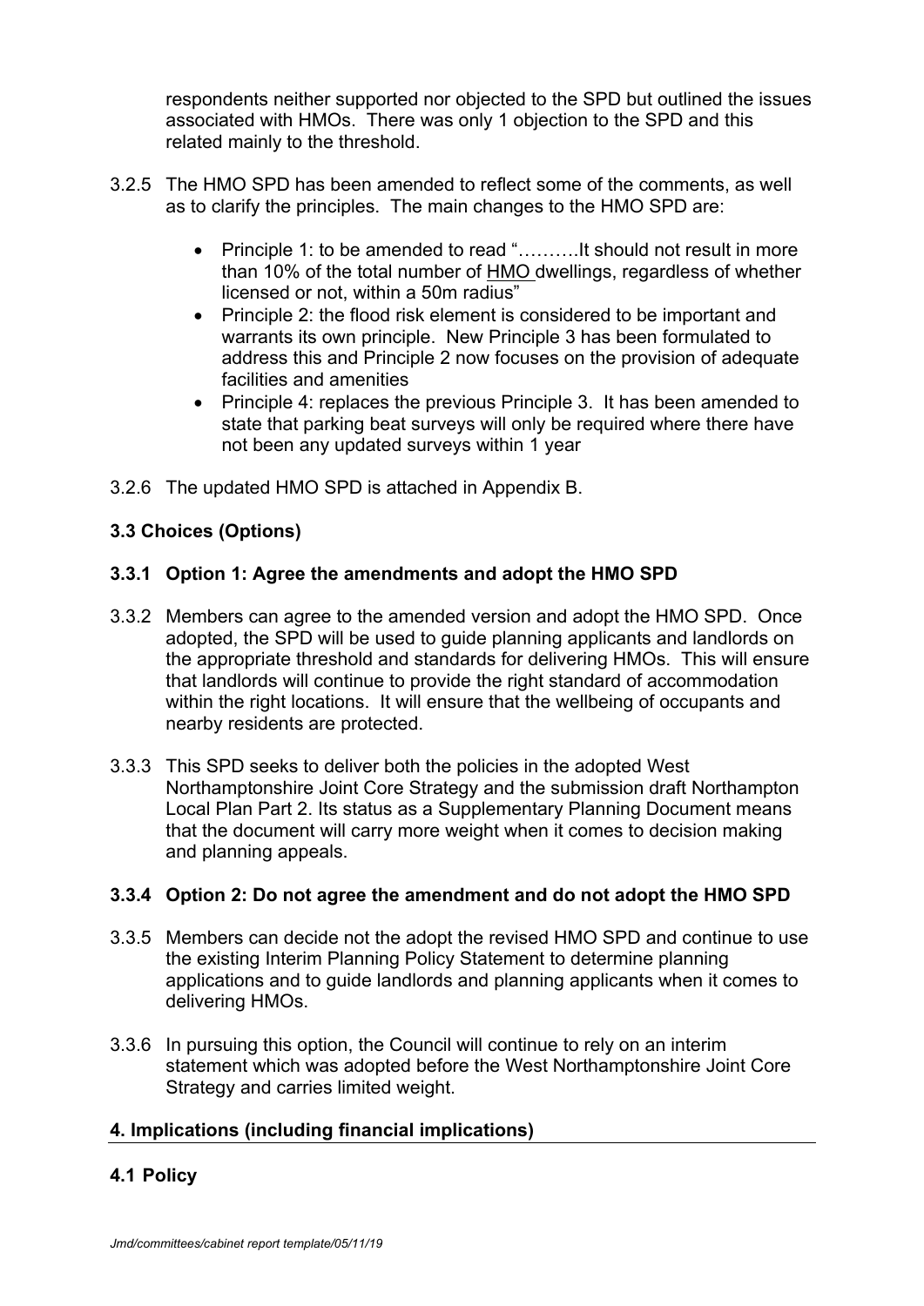respondents neither supported nor objected to the SPD but outlined the issues associated with HMOs. There was only 1 objection to the SPD and this related mainly to the threshold.

3.2.5 The HMO SPD has been amended to reflect some of the comments, as well as to clarify the principles. The main changes to the HMO SPD are:

- Principle 1: to be amended to read "……….It should not result in more than 10% of the total number of HMO dwellings, regardless of whether licensed or not, within a 50m radius"
- Principle 2: the flood risk element is considered to be important and warrants its own principle. New Principle 3 has been formulated to address this and Principle 2 now focuses on the provision of adequate facilities and amenities
- Principle 4: replaces the previous Principle 3. It has been amended to state that parking beat surveys will only be required where there have not been any updated surveys within 1 year

3.2.6 The updated HMO SPD is attached in Appendix B.

### 3.3 Choices (Options)

#### 3.3.1 Option 1: Agree the amendments and adopt the HMO SPD

3.3.2 Members can agree to the amended version and adopt the HMO SPD. Once adopted, the SPD will be used to guide planning applicants and landlords on the appropriate threshold and standards for delivering HMOs. This will ensure that landlords will continue to provide the right standard of accommodation within the right locations. It will ensure that the wellbeing of occupants and nearby residents are protected.

3.3.3 This SPD seeks to deliver both the policies in the adopted West Northamptonshire Joint Core Strategy and the submission draft Northampton Local Plan Part 2. Its status as a Supplementary Planning Document means that the document will carry more weight when it comes to decision making and planning appeals.

#### 3.3.4 Option 2: Do not agree the amendment and do not adopt the HMO SPD

3.3.5 Members can decide not the adopt the revised HMO SPD and continue to use the existing Interim Planning Policy Statement to determine planning applications and to guide landlords and planning applicants when it comes to delivering HMOs.

3.3.6 In pursuing this option, the Council will continue to rely on an interim statement which was adopted before the West Northamptonshire Joint Core Strategy and carries limited weight.

## 4. Implications (including financial implications)

### 4.1 Policy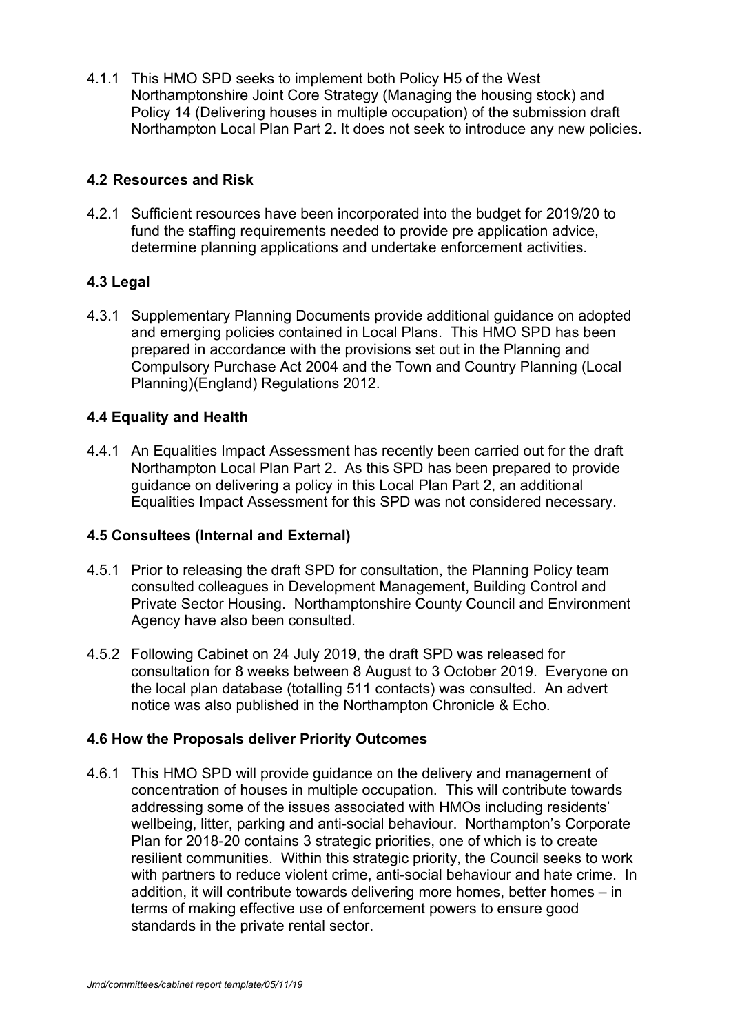4.1.1 This HMO SPD seeks to implement both Policy H5 of the West Northamptonshire Joint Core Strategy (Managing the housing stock) and Policy 14 (Delivering houses in multiple occupation) of the submission draft Northampton Local Plan Part 2. It does not seek to introduce any new policies.

### 4.2 Resources and Risk

4.2.1 Sufficient resources have been incorporated into the budget for 2019/20 to fund the staffing requirements needed to provide pre application advice, determine planning applications and undertake enforcement activities.

### 4.3 Legal

4.3.1 Supplementary Planning Documents provide additional guidance on adopted and emerging policies contained in Local Plans. This HMO SPD has been prepared in accordance with the provisions set out in the Planning and Compulsory Purchase Act 2004 and the Town and Country Planning (Local Planning)(England) Regulations 2012.

### 4.4 Equality and Health

4.4.1 An Equalities Impact Assessment has recently been carried out for the draft Northampton Local Plan Part 2. As this SPD has been prepared to provide guidance on delivering a policy in this Local Plan Part 2, an additional Equalities Impact Assessment for this SPD was not considered necessary.

### 4.5 Consultees (Internal and External)

4.5.1 Prior to releasing the draft SPD for consultation, the Planning Policy team consulted colleagues in Development Management, Building Control and Private Sector Housing. Northamptonshire County Council and Environment Agency have also been consulted.

4.5.2 Following Cabinet on 24 July 2019, the draft SPD was released for consultation for 8 weeks between 8 August to 3 October 2019. Everyone on the local plan database (totalling 511 contacts) was consulted. An advert notice was also published in the Northampton Chronicle & Echo.

### 4.6 How the Proposals deliver Priority Outcomes

4.6.1 This HMO SPD will provide guidance on the delivery and management of concentration of houses in multiple occupation. This will contribute towards addressing some of the issues associated with HMOs including residents' wellbeing, litter, parking and anti-social behaviour. Northampton's Corporate Plan for 2018-20 contains 3 strategic priorities, one of which is to create resilient communities. Within this strategic priority, the Council seeks to work with partners to reduce violent crime, anti-social behaviour and hate crime. In addition, it will contribute towards delivering more homes, better homes – in terms of making effective use of enforcement powers to ensure good standards in the private rental sector.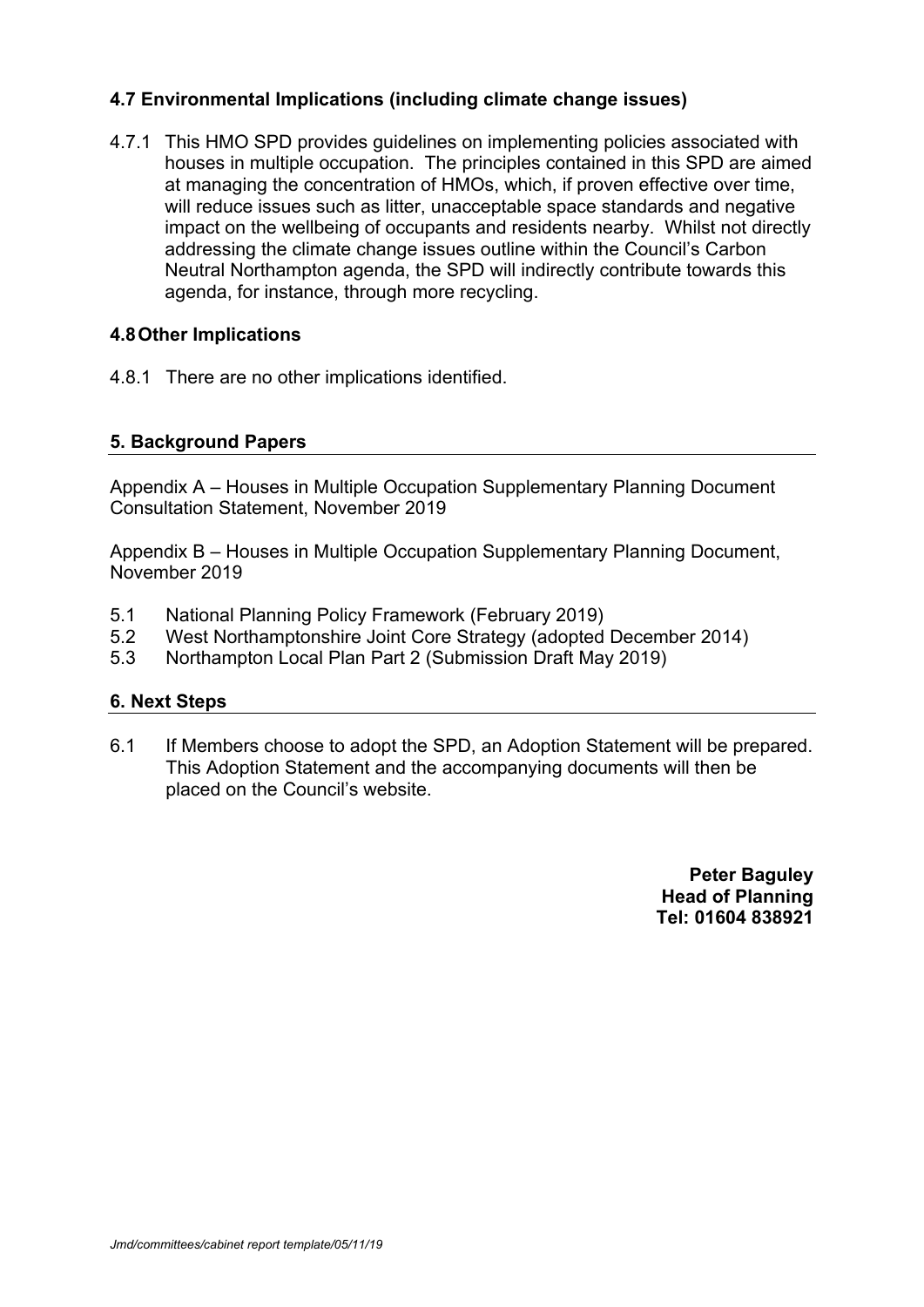### 4.7 Environmental Implications (including climate change issues)

4.7.1 This HMO SPD provides guidelines on implementing policies associated with houses in multiple occupation. The principles contained in this SPD are aimed at managing the concentration of HMOs, which, if proven effective over time, will reduce issues such as litter, unacceptable space standards and negative impact on the wellbeing of occupants and residents nearby. Whilst not directly addressing the climate change issues outline within the Council's Carbon Neutral Northampton agenda, the SPD will indirectly contribute towards this agenda, for instance, through more recycling.

### 4.8 Other Implications

4.8.1 There are no other implications identified.

## 5. Background Papers

Appendix A – Houses in Multiple Occupation Supplementary Planning Document Consultation Statement, November 2019

Appendix B – Houses in Multiple Occupation Supplementary Planning Document, November 2019

5.1 National Planning Policy Framework (February 2019)
5.2 West Northamptonshire Joint Core Strategy (adopted December 2014)
5.3 Northampton Local Plan Part 2 (Submission Draft May 2019)

## 6. Next Steps

6.1 If Members choose to adopt the SPD, an Adoption Statement will be prepared. This Adoption Statement and the accompanying documents will then be placed on the Council's website.

**Peter Baguley**
**Head of Planning**
**Tel: 01604 838921**

*Jmd/committees/cabinet report template/05/11/19*